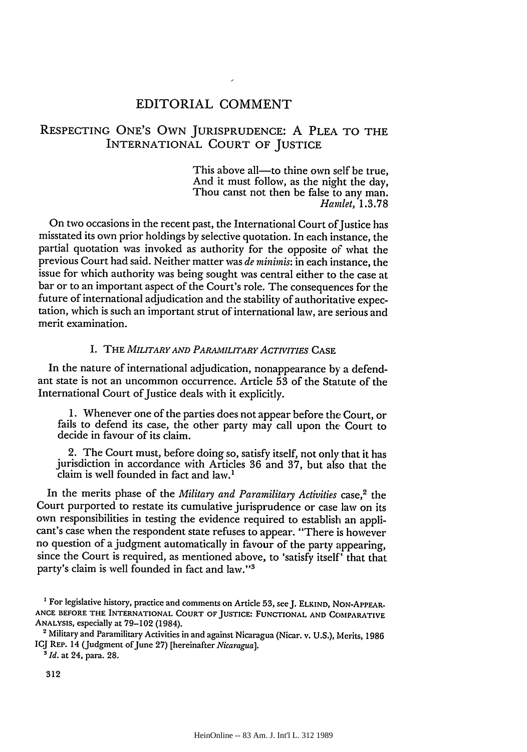# EDITORIAL COMMENT

## RESPECTING ONE'S OWN JURISPRUDENCE: A PLEA TO THE INTERNATIONAL COURT OF JUSTICE

> This above all—to thine own self be true,
> And it must follow, as the night the day,
> Thou canst not then be false to any man.
> *Hamlet*, 1.3.78

On two occasions in the recent past, the International Court of Justice has misstated its own prior holdings by selective quotation. In each instance, the partial quotation was invoked as authority for the opposite of what the previous Court had said. Neither matter was *de minimis*: in each instance, the issue for which authority was being sought was central either to the case at bar or to an important aspect of the Court's role. The consequences for the future of international adjudication and the stability of authoritative expectation, which is such an important strut of international law, are serious and merit examination.

### I. THE *MILITARY AND PARAMILITARY ACTIVITIES* CASE

In the nature of international adjudication, nonappearance by a defendant state is not an uncommon occurrence. Article 53 of the Statute of the International Court of Justice deals with it explicitly.

> 1. Whenever one of the parties does not appear before the Court, or fails to defend its case, the other party may call upon the Court to decide in favour of its claim.
>
> 2. The Court must, before doing so, satisfy itself, not only that it has jurisdiction in accordance with Articles 36 and 37, but also that the claim is well founded in fact and law.[1]

In the merits phase of the *Military and Paramilitary Activities* case,[2] the Court purported to restate its cumulative jurisprudence or case law on its own responsibilities in testing the evidence required to establish an applicant's case when the respondent state refuses to appear. "There is however no question of a judgment automatically in favour of the party appearing, since the Court is required, as mentioned above, to 'satisfy itself' that that party's claim is well founded in fact and law."[3]

---

[1] For legislative history, practice and comments on Article 53, see J. ELKIND, NON-APPEARANCE BEFORE THE INTERNATIONAL COURT OF JUSTICE: FUNCTIONAL AND COMPARATIVE ANALYSIS, especially at 79–102 (1984).

[2] Military and Paramilitary Activities in and against Nicaragua (Nicar. v. U.S.), Merits, 1986 ICJ REP. 14 (Judgment of June 27) [hereinafter *Nicaragua*].

[3] *Id.* at 24, para. 28.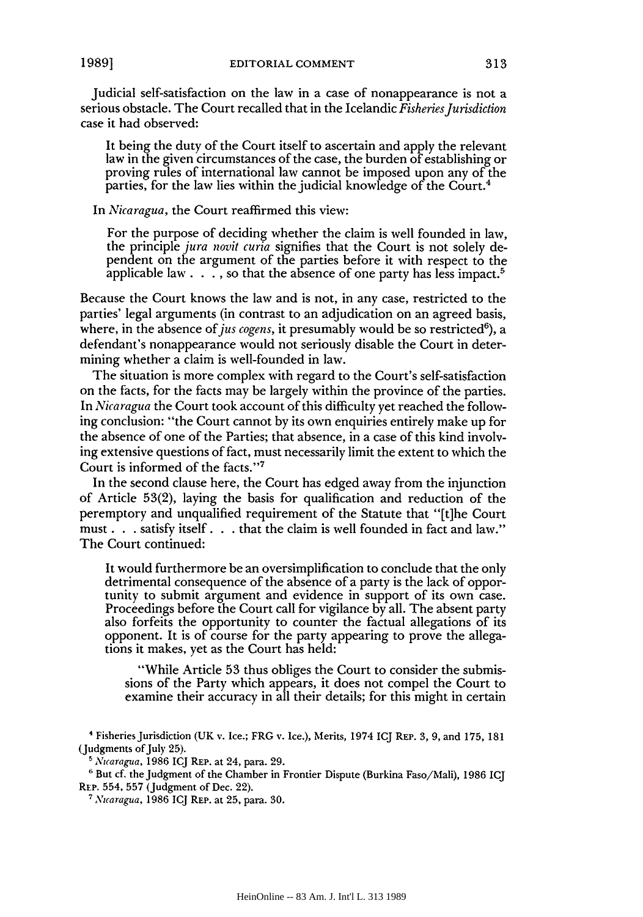Judicial self-satisfaction on the law in a case of nonappearance is not a serious obstacle. The Court recalled that in the Icelandic *Fisheries Jurisdiction* case it had observed:

> It being the duty of the Court itself to ascertain and apply the relevant law in the given circumstances of the case, the burden of establishing or proving rules of international law cannot be imposed upon any of the parties, for the law lies within the judicial knowledge of the Court.[4]

In *Nicaragua*, the Court reaffirmed this view:

> For the purpose of deciding whether the claim is well founded in law, the principle *jura novit curia* signifies that the Court is not solely dependent on the argument of the parties before it with respect to the applicable law . . . , so that the absence of one party has less impact.[5]

Because the Court knows the law and is not, in any case, restricted to the parties' legal arguments (in contrast to an adjudication on an agreed basis, where, in the absence of *jus cogens*, it presumably would be so restricted[6]), a defendant's nonappearance would not seriously disable the Court in determining whether a claim is well-founded in law.

The situation is more complex with regard to the Court's self-satisfaction on the facts, for the facts may be largely within the province of the parties. In *Nicaragua* the Court took account of this difficulty yet reached the following conclusion: "the Court cannot by its own enquiries entirely make up for the absence of one of the Parties; that absence, in a case of this kind involving extensive questions of fact, must necessarily limit the extent to which the Court is informed of the facts."[7]

In the second clause here, the Court has edged away from the injunction of Article 53(2), laying the basis for qualification and reduction of the peremptory and unqualified requirement of the Statute that "[t]he Court must . . . satisfy itself . . . that the claim is well founded in fact and law." The Court continued:

> It would furthermore be an oversimplification to conclude that the only detrimental consequence of the absence of a party is the lack of opportunity to submit argument and evidence in support of its own case. Proceedings before the Court call for vigilance by all. The absent party also forfeits the opportunity to counter the factual allegations of its opponent. It is of course for the party appearing to prove the allegations it makes, yet as the Court has held:
>
> > "While Article 53 thus obliges the Court to consider the submissions of the Party which appears, it does not compel the Court to examine their accuracy in all their details; for this might in certain

[4] Fisheries Jurisdiction (UK v. Ice.; FRG v. Ice.), Merits, 1974 ICJ REP. 3, 9, and 175, 181 (Judgments of July 25).

[5] *Nicaragua*, 1986 ICJ REP. at 24, para. 29.

[6] But cf. the Judgment of the Chamber in Frontier Dispute (Burkina Faso/Mali), 1986 ICJ REP. 554, 557 (Judgment of Dec. 22).

[7] *Nicaragua*, 1986 ICJ REP. at 25, para. 30.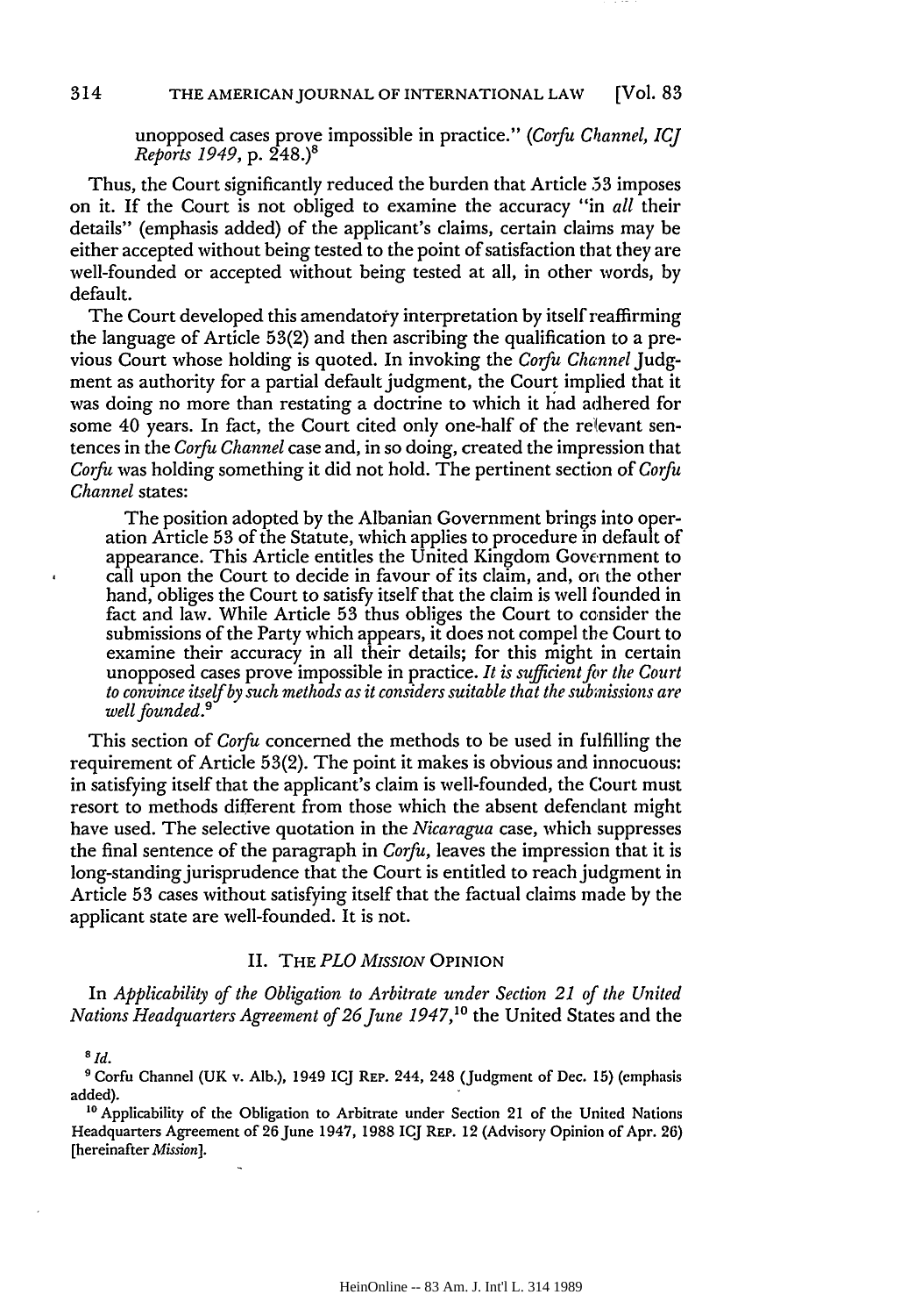unopposed cases prove impossible in practice." (*Corfu Channel, ICJ Reports 1949*, p. 248.)[8]

Thus, the Court significantly reduced the burden that Article 53 imposes on it. If the Court is not obliged to examine the accuracy "in *all* their details" (emphasis added) of the applicant's claims, certain claims may be either accepted without being tested to the point of satisfaction that they are well-founded or accepted without being tested at all, in other words, by default.

The Court developed this amendatory interpretation by itself reaffirming the language of Article 53(2) and then ascribing the qualification to a previous Court whose holding is quoted. In invoking the *Corfu Channel* Judgment as authority for a partial default judgment, the Court implied that it was doing no more than restating a doctrine to which it had adhered for some 40 years. In fact, the Court cited only one-half of the relevant sentences in the *Corfu Channel* case and, in so doing, created the impression that *Corfu* was holding something it did not hold. The pertinent section of *Corfu Channel* states:

> The position adopted by the Albanian Government brings into operation Article 53 of the Statute, which applies to procedure in default of appearance. This Article entitles the United Kingdom Government to call upon the Court to decide in favour of its claim, and, on the other hand, obliges the Court to satisfy itself that the claim is well founded in fact and law. While Article 53 thus obliges the Court to consider the submissions of the Party which appears, it does not compel the Court to examine their accuracy in all their details; for this might in certain unopposed cases prove impossible in practice. *It is sufficient for the Court to convince itself by such methods as it considers suitable that the submissions are well founded.*[9]

This section of *Corfu* concerned the methods to be used in fulfilling the requirement of Article 53(2). The point it makes is obvious and innocuous: in satisfying itself that the applicant's claim is well-founded, the Court must resort to methods different from those which the absent defendant might have used. The selective quotation in the *Nicaragua* case, which suppresses the final sentence of the paragraph in *Corfu*, leaves the impression that it is long-standing jurisprudence that the Court is entitled to reach judgment in Article 53 cases without satisfying itself that the factual claims made by the applicant state are well-founded. It is not.

## II. THE *PLO MISSION* OPINION

In *Applicability of the Obligation to Arbitrate under Section 21 of the United Nations Headquarters Agreement of 26 June 1947*,[10] the United States and the

---

[8] *Id.*

[9] Corfu Channel (UK v. Alb.), 1949 ICJ REP. 244, 248 (Judgment of Dec. 15) (emphasis added).

[10] Applicability of the Obligation to Arbitrate under Section 21 of the United Nations Headquarters Agreement of 26 June 1947, 1988 ICJ REP. 12 (Advisory Opinion of Apr. 26) [hereinafter *Mission*].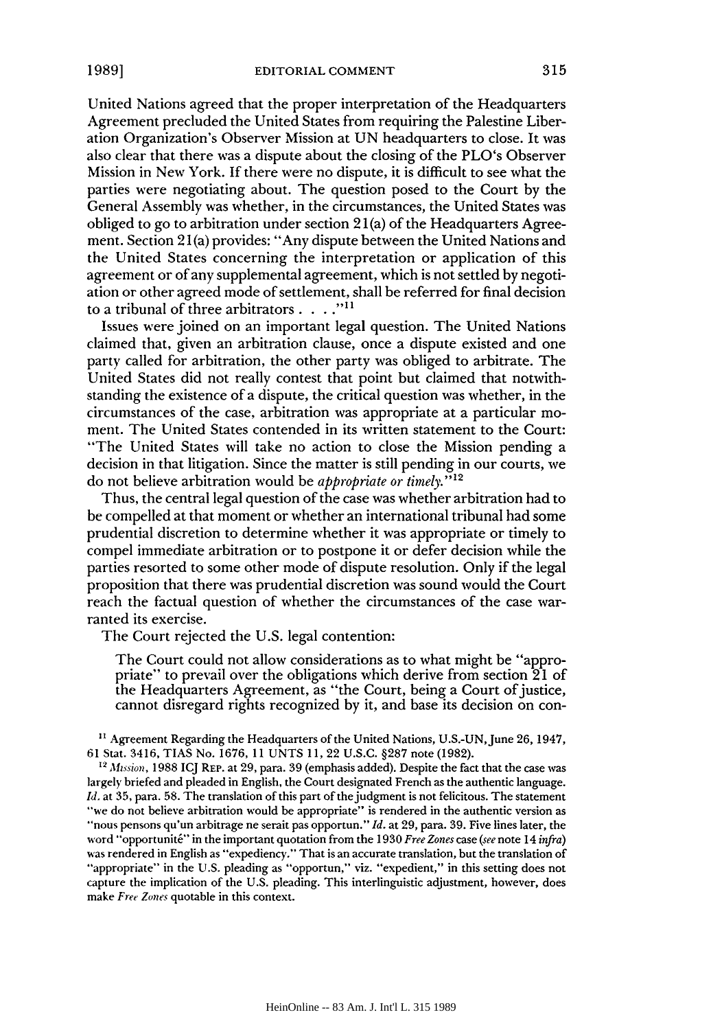United Nations agreed that the proper interpretation of the Headquarters Agreement precluded the United States from requiring the Palestine Liberation Organization's Observer Mission at UN headquarters to close. It was also clear that there was a dispute about the closing of the PLO's Observer Mission in New York. If there were no dispute, it is difficult to see what the parties were negotiating about. The question posed to the Court by the General Assembly was whether, in the circumstances, the United States was obliged to go to arbitration under section 21(a) of the Headquarters Agreement. Section 21(a) provides: "Any dispute between the United Nations and the United States concerning the interpretation or application of this agreement or of any supplemental agreement, which is not settled by negotiation or other agreed mode of settlement, shall be referred for final decision to a tribunal of three arbitrators . . . ."[11]

Issues were joined on an important legal question. The United Nations claimed that, given an arbitration clause, once a dispute existed and one party called for arbitration, the other party was obliged to arbitrate. The United States did not really contest that point but claimed that notwithstanding the existence of a dispute, the critical question was whether, in the circumstances of the case, arbitration was appropriate at a particular moment. The United States contended in its written statement to the Court: "The United States will take no action to close the Mission pending a decision in that litigation. Since the matter is still pending in our courts, we do not believe arbitration would be *appropriate or timely.*"[12]

Thus, the central legal question of the case was whether arbitration had to be compelled at that moment or whether an international tribunal had some prudential discretion to determine whether it was appropriate or timely to compel immediate arbitration or to postpone it or defer decision while the parties resorted to some other mode of dispute resolution. Only if the legal proposition that there was prudential discretion was sound would the Court reach the factual question of whether the circumstances of the case warranted its exercise.

The Court rejected the U.S. legal contention:

> The Court could not allow considerations as to what might be "appropriate" to prevail over the obligations which derive from section 21 of the Headquarters Agreement, as "the Court, being a Court of justice, cannot disregard rights recognized by it, and base its decision on con-

---

[11] Agreement Regarding the Headquarters of the United Nations, U.S.-UN, June 26, 1947, 61 Stat. 3416, TIAS No. 1676, 11 UNTS 11, 22 U.S.C. §287 note (1982).

[12] *Mission*, 1988 ICJ REP. at 29, para. 39 (emphasis added). Despite the fact that the case was largely briefed and pleaded in English, the Court designated French as the authentic language. *Id.* at 35, para. 58. The translation of this part of the judgment is not felicitous. The statement "we do not believe arbitration would be appropriate" is rendered in the authentic version as "nous pensons qu'un arbitrage ne serait pas opportun." *Id.* at 29, para. 39. Five lines later, the word "opportunité" in the important quotation from the 1930 *Free Zones* case (*see* note 14 *infra*) was rendered in English as "expediency." That is an accurate translation, but the translation of "appropriate" in the U.S. pleading as "opportun," viz. "expedient," in this setting does not capture the implication of the U.S. pleading. This interlinguistic adjustment, however, does make *Free Zones* quotable in this context.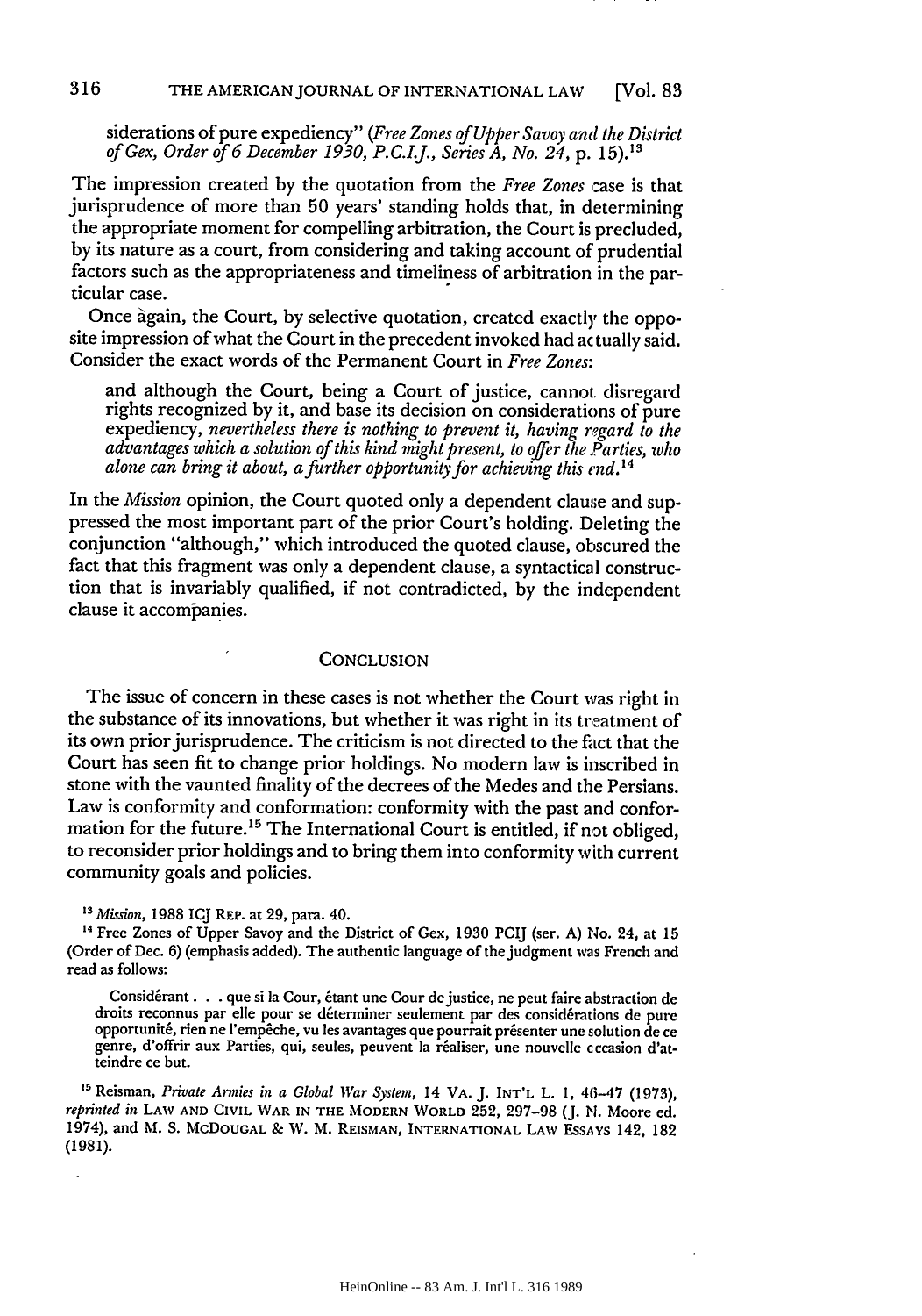siderations of pure expediency" (*Free Zones of Upper Savoy and the District of Gex, Order of 6 December 1930, P.C.I.J., Series A, No. 24*, p. 15).[13]

The impression created by the quotation from the *Free Zones* case is that jurisprudence of more than 50 years' standing holds that, in determining the appropriate moment for compelling arbitration, the Court is precluded, by its nature as a court, from considering and taking account of prudential factors such as the appropriateness and timeliness of arbitration in the particular case.

Once again, the Court, by selective quotation, created exactly the opposite impression of what the Court in the precedent invoked had actually said. Consider the exact words of the Permanent Court in *Free Zones*:

> and although the Court, being a Court of justice, cannot disregard rights recognized by it, and base its decision on considerations of pure expediency, *nevertheless there is nothing to prevent it, having regard to the advantages which a solution of this kind might present, to offer the Parties, who alone can bring it about, a further opportunity for achieving this end.*[14]

In the *Mission* opinion, the Court quoted only a dependent clause and suppressed the most important part of the prior Court's holding. Deleting the conjunction "although," which introduced the quoted clause, obscured the fact that this fragment was only a dependent clause, a syntactical construction that is invariably qualified, if not contradicted, by the independent clause it accompanies.

## CONCLUSION

The issue of concern in these cases is not whether the Court was right in the substance of its innovations, but whether it was right in its treatment of its own prior jurisprudence. The criticism is not directed to the fact that the Court has seen fit to change prior holdings. No modern law is inscribed in stone with the vaunted finality of the decrees of the Medes and the Persians. Law is conformity and conformation: conformity with the past and conformation for the future.[15] The International Court is entitled, if not obliged, to reconsider prior holdings and to bring them into conformity with current community goals and policies.

---

[13] *Mission*, 1988 ICJ REP. at 29, para. 40.

[14] Free Zones of Upper Savoy and the District of Gex, 1930 PCIJ (ser. A) No. 24, at 15 (Order of Dec. 6) (emphasis added). The authentic language of the judgment was French and read as follows:

> Considérant . . . que si la Cour, étant une Cour de justice, ne peut faire abstraction de droits reconnus par elle pour se déterminer seulement par des considérations de pure opportunité, rien ne l'empêche, vu les avantages que pourrait présenter une solution de ce genre, d'offrir aux Parties, qui, seules, peuvent la réaliser, une nouvelle occasion d'atteindre ce but.

[15] Reisman, *Private Armies in a Global War System*, 14 VA. J. INT'L L. 1, 46–47 (1973), *reprinted in* LAW AND CIVIL WAR IN THE MODERN WORLD 252, 297–98 (J. N. Moore ed. 1974), and M. S. MCDOUGAL & W. M. REISMAN, INTERNATIONAL LAW ESSAYS 142, 182 (1981).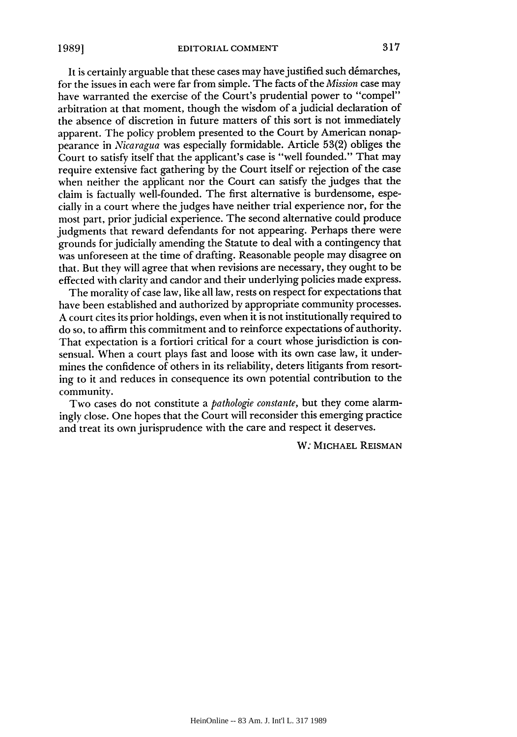It is certainly arguable that these cases may have justified such démarches, for the issues in each were far from simple. The facts of the *Mission* case may have warranted the exercise of the Court's prudential power to "compel" arbitration at that moment, though the wisdom of a judicial declaration of the absence of discretion in future matters of this sort is not immediately apparent. The policy problem presented to the Court by American nonappearance in *Nicaragua* was especially formidable. Article 53(2) obliges the Court to satisfy itself that the applicant's case is "well founded." That may require extensive fact gathering by the Court itself or rejection of the case when neither the applicant nor the Court can satisfy the judges that the claim is factually well-founded. The first alternative is burdensome, especially in a court where the judges have neither trial experience nor, for the most part, prior judicial experience. The second alternative could produce judgments that reward defendants for not appearing. Perhaps there were grounds for judicially amending the Statute to deal with a contingency that was unforeseen at the time of drafting. Reasonable people may disagree on that. But they will agree that when revisions are necessary, they ought to be effected with clarity and candor and their underlying policies made express.

The morality of case law, like all law, rests on respect for expectations that have been established and authorized by appropriate community processes. A court cites its prior holdings, even when it is not institutionally required to do so, to affirm this commitment and to reinforce expectations of authority. That expectation is a fortiori critical for a court whose jurisdiction is consensual. When a court plays fast and loose with its own case law, it undermines the confidence of others in its reliability, deters litigants from resorting to it and reduces in consequence its own potential contribution to the community.

Two cases do not constitute a *pathologie constante*, but they come alarmingly close. One hopes that the Court will reconsider this emerging practice and treat its own jurisprudence with the care and respect it deserves.

W. MICHAEL REISMAN